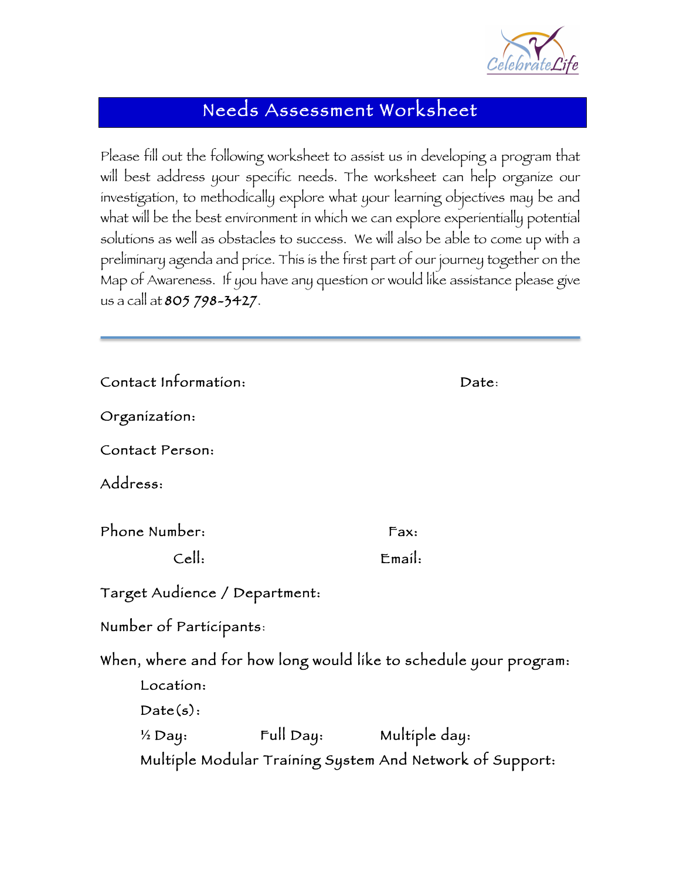# Needs Assessment Worksheet

Please fill out the following worksheet to assist us in developing a program that will best address your specific needs. The worksheet can help organize our investigation, to methodically explore what your learning objectives may be and what will be the best environment in which we can explore experientially potential solutions as well as obstacles to success. We will also be able to come up with a preliminary agenda and price. This is the first part of our journey together on the Map of Awareness. If you have any question or would like assistance please give us a call at **805 798-3427**.

---

Contact Information: Date:

Organization:

Contact Person:

Address:

Phone Number: Fax:

Cell: Email:

Target Audience / Department:

Number of Participants:

When, where and for how long would like to schedule your program:

Location:

Date(s):

½ Day: Full Day: Multiple day:

Multiple Modular Training System And Network of Support: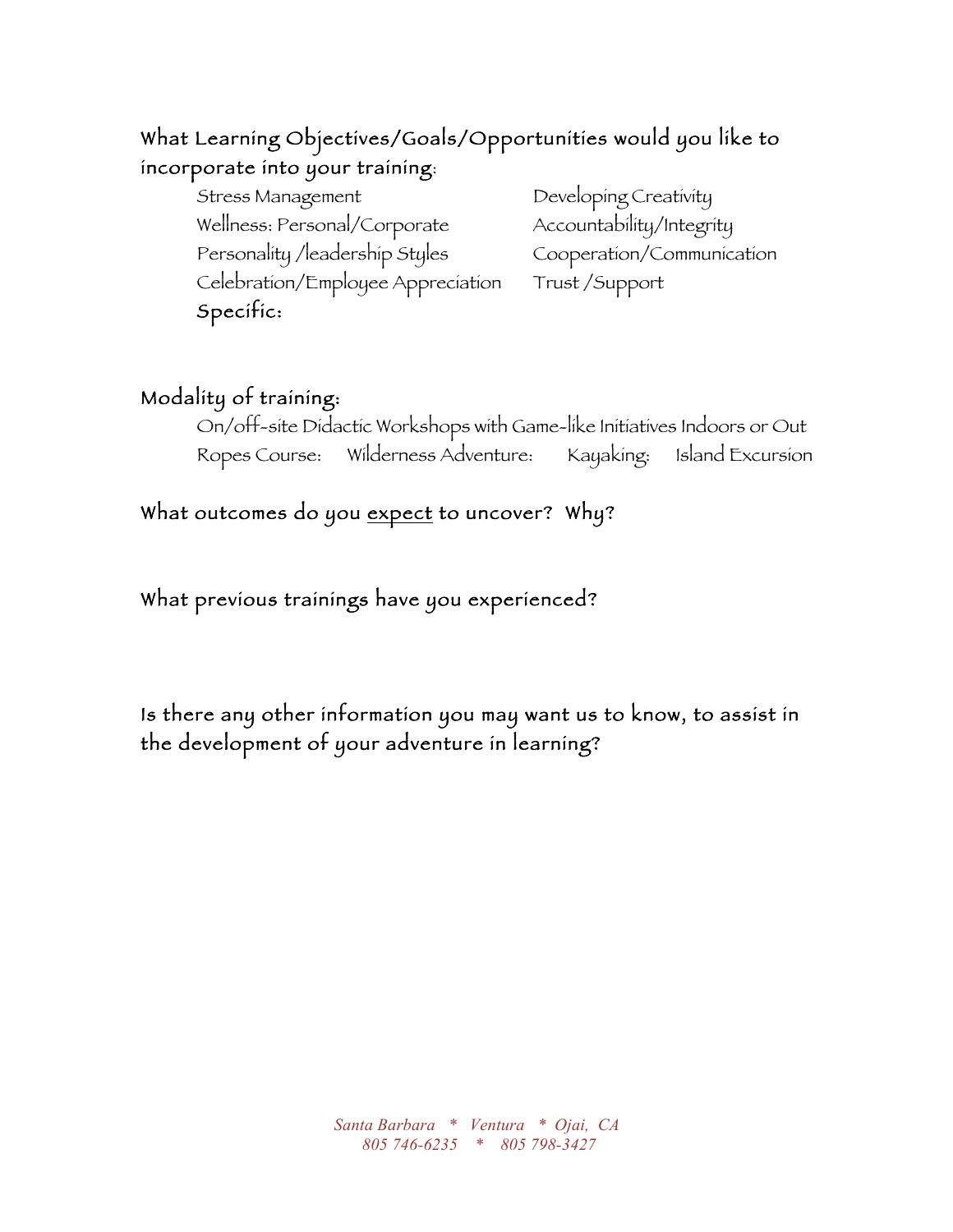What Learning Objectives/Goals/Opportunities would you like to incorporate into your training:

- Stress Management
- Wellness: Personal/Corporate
- Personality /leadership Styles
- Celebration/Employee Appreciation
- Developing Creativity
- Accountability/Integrity
- Cooperation/Communication
- Trust /Support

Specific:

Modality of training:

On/off-site Didactic Workshops with Game-like Initiatives Indoors or Out

Ropes Course: Wilderness Adventure: Kayaking: Island Excursion

What outcomes do you <u>expect</u> to uncover? Why?

What previous trainings have you experienced?

Is there any other information you may want us to know, to assist in the development of your adventure in learning?

*Santa Barbara * Ventura * Ojai, CA*
*805 746-6235 * 805 798-3427*